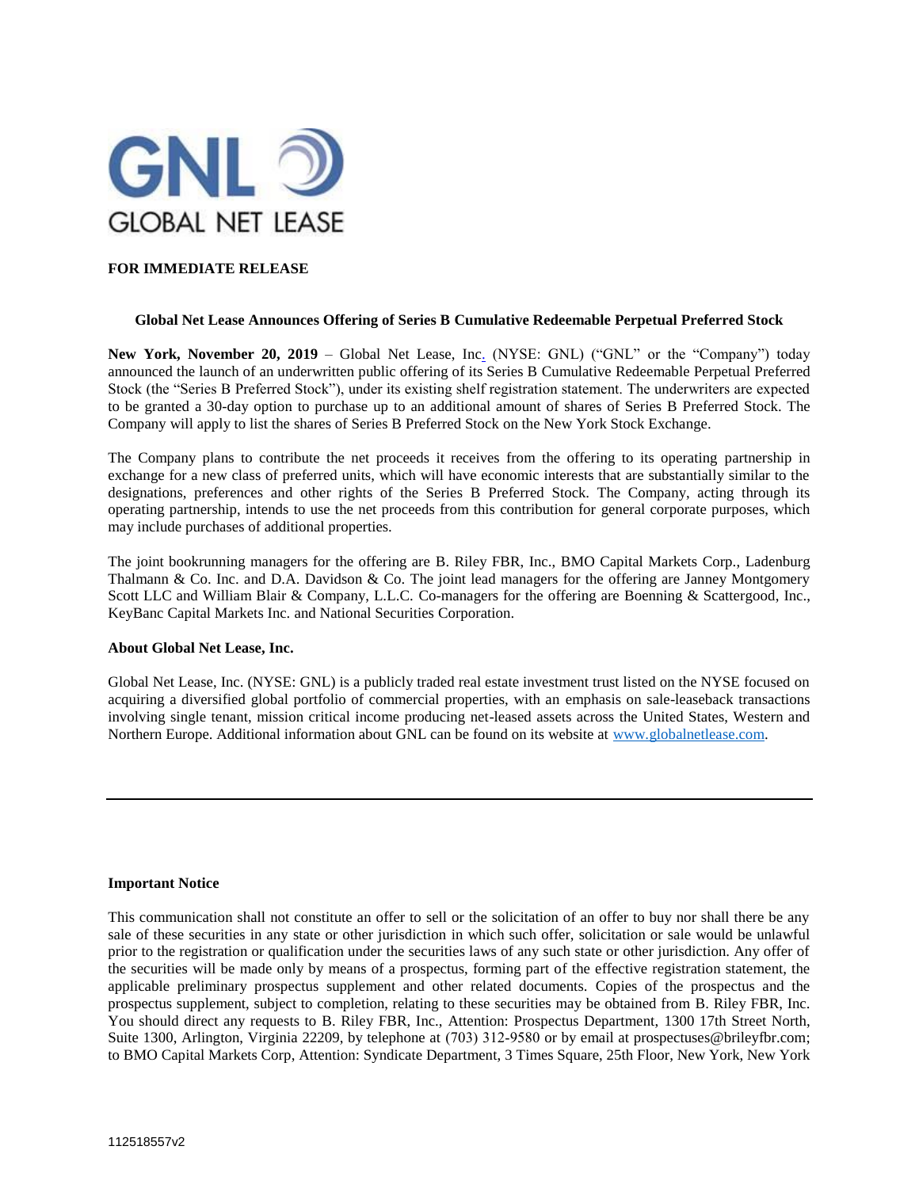GNL GLOBAL NET LEASE

**FOR IMMEDIATE RELEASE**

**Global Net Lease Announces Offering of Series B Cumulative Redeemable Perpetual Preferred Stock**

**New York, November 20, 2019** – Global Net Lease, Inc. (NYSE: GNL) ("GNL" or the "Company") today announced the launch of an underwritten public offering of its Series B Cumulative Redeemable Perpetual Preferred Stock (the "Series B Preferred Stock"), under its existing shelf registration statement. The underwriters are expected to be granted a 30-day option to purchase up to an additional amount of shares of Series B Preferred Stock. The Company will apply to list the shares of Series B Preferred Stock on the New York Stock Exchange.

The Company plans to contribute the net proceeds it receives from the offering to its operating partnership in exchange for a new class of preferred units, which will have economic interests that are substantially similar to the designations, preferences and other rights of the Series B Preferred Stock. The Company, acting through its operating partnership, intends to use the net proceeds from this contribution for general corporate purposes, which may include purchases of additional properties.

The joint bookrunning managers for the offering are B. Riley FBR, Inc., BMO Capital Markets Corp., Ladenburg Thalmann & Co. Inc. and D.A. Davidson & Co. The joint lead managers for the offering are Janney Montgomery Scott LLC and William Blair & Company, L.L.C. Co-managers for the offering are Boenning & Scattergood, Inc., KeyBanc Capital Markets Inc. and National Securities Corporation.

**About Global Net Lease, Inc.**

Global Net Lease, Inc. (NYSE: GNL) is a publicly traded real estate investment trust listed on the NYSE focused on acquiring a diversified global portfolio of commercial properties, with an emphasis on sale-leaseback transactions involving single tenant, mission critical income producing net-leased assets across the United States, Western and Northern Europe. Additional information about GNL can be found on its website at www.globalnetlease.com.

---

**Important Notice**

This communication shall not constitute an offer to sell or the solicitation of an offer to buy nor shall there be any sale of these securities in any state or other jurisdiction in which such offer, solicitation or sale would be unlawful prior to the registration or qualification under the securities laws of any such state or other jurisdiction. Any offer of the securities will be made only by means of a prospectus, forming part of the effective registration statement, the applicable preliminary prospectus supplement and other related documents. Copies of the prospectus and the prospectus supplement, subject to completion, relating to these securities may be obtained from B. Riley FBR, Inc. You should direct any requests to B. Riley FBR, Inc., Attention: Prospectus Department, 1300 17th Street North, Suite 1300, Arlington, Virginia 22209, by telephone at (703) 312-9580 or by email at prospectuses@brileyfbr.com; to BMO Capital Markets Corp, Attention: Syndicate Department, 3 Times Square, 25th Floor, New York, New York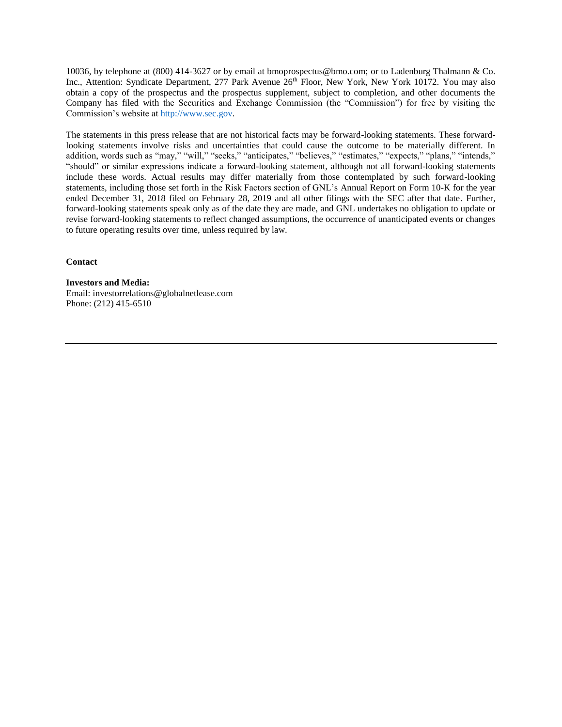10036, by telephone at (800) 414-3627 or by email at bmoprospectus@bmo.com; or to Ladenburg Thalmann & Co. Inc., Attention: Syndicate Department, 277 Park Avenue 26th Floor, New York, New York 10172. You may also obtain a copy of the prospectus and the prospectus supplement, subject to completion, and other documents the Company has filed with the Securities and Exchange Commission (the "Commission") for free by visiting the Commission's website at http://www.sec.gov.

The statements in this press release that are not historical facts may be forward-looking statements. These forward-looking statements involve risks and uncertainties that could cause the outcome to be materially different. In addition, words such as "may," "will," "seeks," "anticipates," "believes," "estimates," "expects," "plans," "intends," "should" or similar expressions indicate a forward-looking statement, although not all forward-looking statements include these words. Actual results may differ materially from those contemplated by such forward-looking statements, including those set forth in the Risk Factors section of GNL's Annual Report on Form 10-K for the year ended December 31, 2018 filed on February 28, 2019 and all other filings with the SEC after that date. Further, forward-looking statements speak only as of the date they are made, and GNL undertakes no obligation to update or revise forward-looking statements to reflect changed assumptions, the occurrence of unanticipated events or changes to future operating results over time, unless required by law.

**Contact**

**Investors and Media:**
Email: investorrelations@globalnetlease.com
Phone: (212) 415-6510